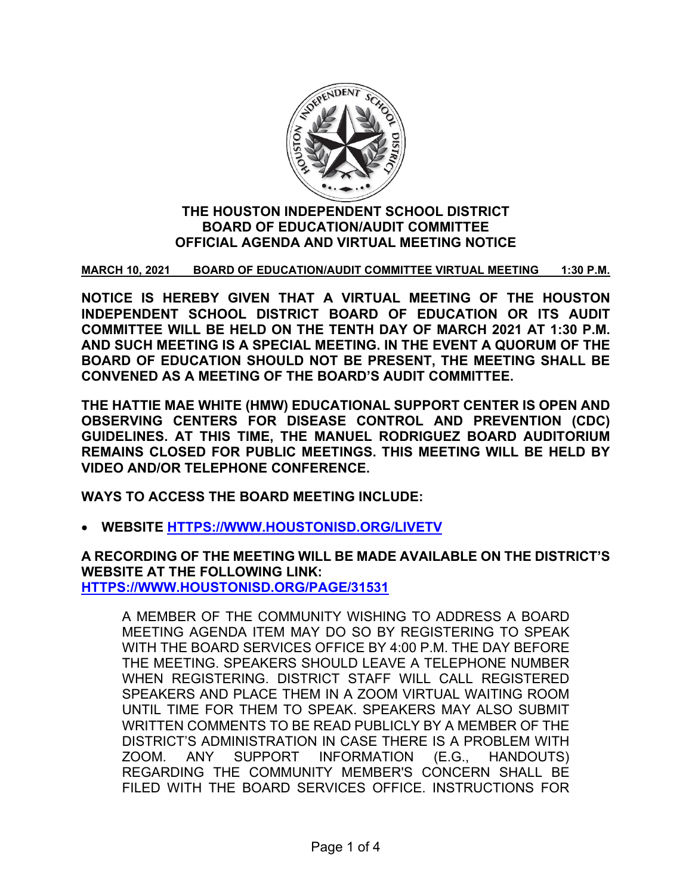# THE HOUSTON INDEPENDENT SCHOOL DISTRICT
# BOARD OF EDUCATION/AUDIT COMMITTEE
# OFFICIAL AGENDA AND VIRTUAL MEETING NOTICE

**MARCH 10, 2021 BOARD OF EDUCATION/AUDIT COMMITTEE VIRTUAL MEETING 1:30 P.M.**

**NOTICE IS HEREBY GIVEN THAT A VIRTUAL MEETING OF THE HOUSTON INDEPENDENT SCHOOL DISTRICT BOARD OF EDUCATION OR ITS AUDIT COMMITTEE WILL BE HELD ON THE TENTH DAY OF MARCH 2021 AT 1:30 P.M. AND SUCH MEETING IS A SPECIAL MEETING. IN THE EVENT A QUORUM OF THE BOARD OF EDUCATION SHOULD NOT BE PRESENT, THE MEETING SHALL BE CONVENED AS A MEETING OF THE BOARD'S AUDIT COMMITTEE.**

**THE HATTIE MAE WHITE (HMW) EDUCATIONAL SUPPORT CENTER IS OPEN AND OBSERVING CENTERS FOR DISEASE CONTROL AND PREVENTION (CDC) GUIDELINES. AT THIS TIME, THE MANUEL RODRIGUEZ BOARD AUDITORIUM REMAINS CLOSED FOR PUBLIC MEETINGS. THIS MEETING WILL BE HELD BY VIDEO AND/OR TELEPHONE CONFERENCE.**

**WAYS TO ACCESS THE BOARD MEETING INCLUDE:**

- **WEBSITE HTTPS://WWW.HOUSTONISD.ORG/LIVETV**

**A RECORDING OF THE MEETING WILL BE MADE AVAILABLE ON THE DISTRICT'S WEBSITE AT THE FOLLOWING LINK:**
**HTTPS://WWW.HOUSTONISD.ORG/PAGE/31531**

A MEMBER OF THE COMMUNITY WISHING TO ADDRESS A BOARD MEETING AGENDA ITEM MAY DO SO BY REGISTERING TO SPEAK WITH THE BOARD SERVICES OFFICE BY 4:00 P.M. THE DAY BEFORE THE MEETING. SPEAKERS SHOULD LEAVE A TELEPHONE NUMBER WHEN REGISTERING. DISTRICT STAFF WILL CALL REGISTERED SPEAKERS AND PLACE THEM IN A ZOOM VIRTUAL WAITING ROOM UNTIL TIME FOR THEM TO SPEAK. SPEAKERS MAY ALSO SUBMIT WRITTEN COMMENTS TO BE READ PUBLICLY BY A MEMBER OF THE DISTRICT'S ADMINISTRATION IN CASE THERE IS A PROBLEM WITH ZOOM. ANY SUPPORT INFORMATION (E.G., HANDOUTS) REGARDING THE COMMUNITY MEMBER'S CONCERN SHALL BE FILED WITH THE BOARD SERVICES OFFICE. INSTRUCTIONS FOR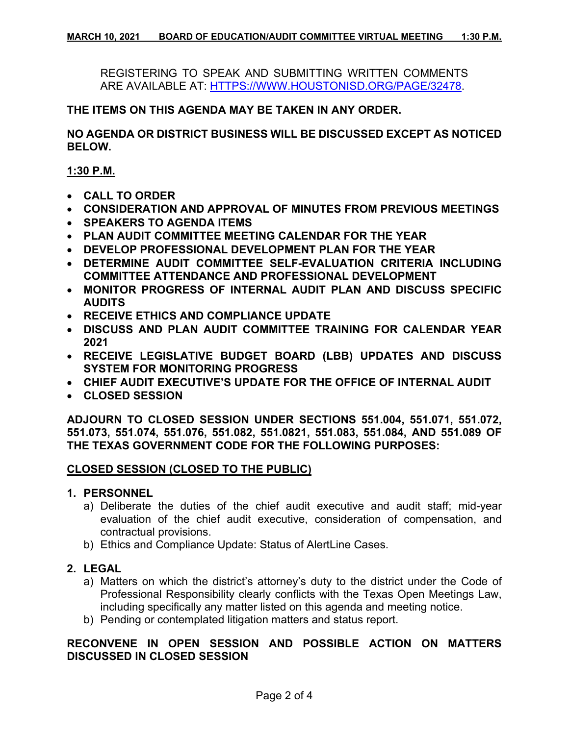REGISTERING TO SPEAK AND SUBMITTING WRITTEN COMMENTS ARE AVAILABLE AT: [HTTPS://WWW.HOUSTONISD.ORG/PAGE/32478](https://www.houstonisd.org/page/32478).

**THE ITEMS ON THIS AGENDA MAY BE TAKEN IN ANY ORDER.**

**NO AGENDA OR DISTRICT BUSINESS WILL BE DISCUSSED EXCEPT AS NOTICED BELOW.**

**1:30 P.M.**

- **CALL TO ORDER**
- **CONSIDERATION AND APPROVAL OF MINUTES FROM PREVIOUS MEETINGS**
- **SPEAKERS TO AGENDA ITEMS**
- **PLAN AUDIT COMMITTEE MEETING CALENDAR FOR THE YEAR**
- **DEVELOP PROFESSIONAL DEVELOPMENT PLAN FOR THE YEAR**
- **DETERMINE AUDIT COMMITTEE SELF-EVALUATION CRITERIA INCLUDING COMMITTEE ATTENDANCE AND PROFESSIONAL DEVELOPMENT**
- **MONITOR PROGRESS OF INTERNAL AUDIT PLAN AND DISCUSS SPECIFIC AUDITS**
- **RECEIVE ETHICS AND COMPLIANCE UPDATE**
- **DISCUSS AND PLAN AUDIT COMMITTEE TRAINING FOR CALENDAR YEAR 2021**
- **RECEIVE LEGISLATIVE BUDGET BOARD (LBB) UPDATES AND DISCUSS SYSTEM FOR MONITORING PROGRESS**
- **CHIEF AUDIT EXECUTIVE'S UPDATE FOR THE OFFICE OF INTERNAL AUDIT**
- **CLOSED SESSION**

**ADJOURN TO CLOSED SESSION UNDER SECTIONS 551.004, 551.071, 551.072, 551.073, 551.074, 551.076, 551.082, 551.0821, 551.083, 551.084, AND 551.089 OF THE TEXAS GOVERNMENT CODE FOR THE FOLLOWING PURPOSES:**

**CLOSED SESSION (CLOSED TO THE PUBLIC)**

1. **PERSONNEL**
   a) Deliberate the duties of the chief audit executive and audit staff; mid-year evaluation of the chief audit executive, consideration of compensation, and contractual provisions.
   b) Ethics and Compliance Update: Status of AlertLine Cases.

2. **LEGAL**
   a) Matters on which the district's attorney's duty to the district under the Code of Professional Responsibility clearly conflicts with the Texas Open Meetings Law, including specifically any matter listed on this agenda and meeting notice.
   b) Pending or contemplated litigation matters and status report.

**RECONVENE IN OPEN SESSION AND POSSIBLE ACTION ON MATTERS DISCUSSED IN CLOSED SESSION**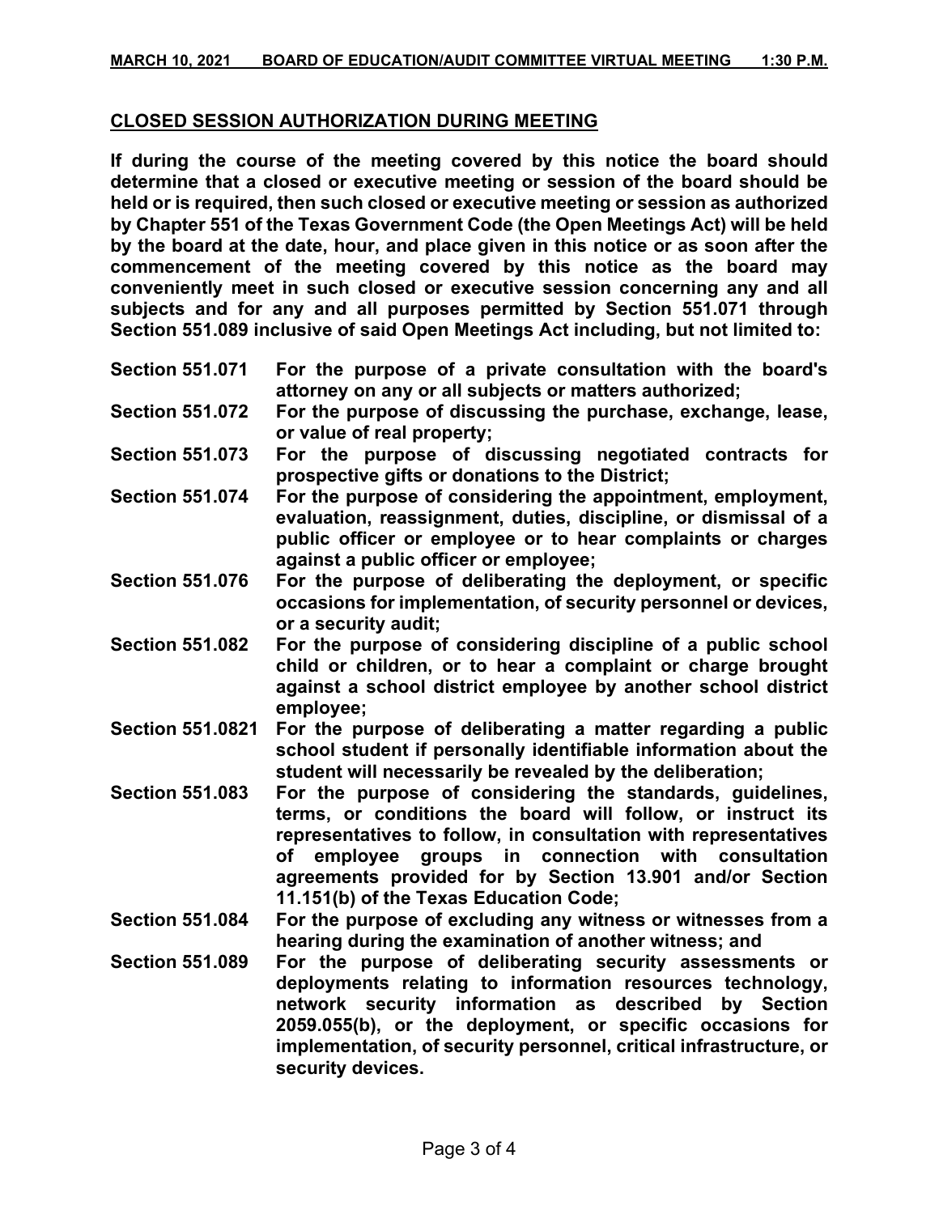## CLOSED SESSION AUTHORIZATION DURING MEETING

**If during the course of the meeting covered by this notice the board should determine that a closed or executive meeting or session of the board should be held or is required, then such closed or executive meeting or session as authorized by Chapter 551 of the Texas Government Code (the Open Meetings Act) will be held by the board at the date, hour, and place given in this notice or as soon after the commencement of the meeting covered by this notice as the board may conveniently meet in such closed or executive session concerning any and all subjects and for any and all purposes permitted by Section 551.071 through Section 551.089 inclusive of said Open Meetings Act including, but not limited to:**

| | |
|---|---|
| **Section 551.071** | **For the purpose of a private consultation with the board's attorney on any or all subjects or matters authorized;** |
| **Section 551.072** | **For the purpose of discussing the purchase, exchange, lease, or value of real property;** |
| **Section 551.073** | **For the purpose of discussing negotiated contracts for prospective gifts or donations to the District;** |
| **Section 551.074** | **For the purpose of considering the appointment, employment, evaluation, reassignment, duties, discipline, or dismissal of a public officer or employee or to hear complaints or charges against a public officer or employee;** |
| **Section 551.076** | **For the purpose of deliberating the deployment, or specific occasions for implementation, of security personnel or devices, or a security audit;** |
| **Section 551.082** | **For the purpose of considering discipline of a public school child or children, or to hear a complaint or charge brought against a school district employee by another school district employee;** |
| **Section 551.0821** | **For the purpose of deliberating a matter regarding a public school student if personally identifiable information about the student will necessarily be revealed by the deliberation;** |
| **Section 551.083** | **For the purpose of considering the standards, guidelines, terms, or conditions the board will follow, or instruct its representatives to follow, in consultation with representatives of employee groups in connection with consultation agreements provided for by Section 13.901 and/or Section 11.151(b) of the Texas Education Code;** |
| **Section 551.084** | **For the purpose of excluding any witness or witnesses from a hearing during the examination of another witness; and** |
| **Section 551.089** | **For the purpose of deliberating security assessments or deployments relating to information resources technology, network security information as described by Section 2059.055(b), or the deployment, or specific occasions for implementation, of security personnel, critical infrastructure, or security devices.** |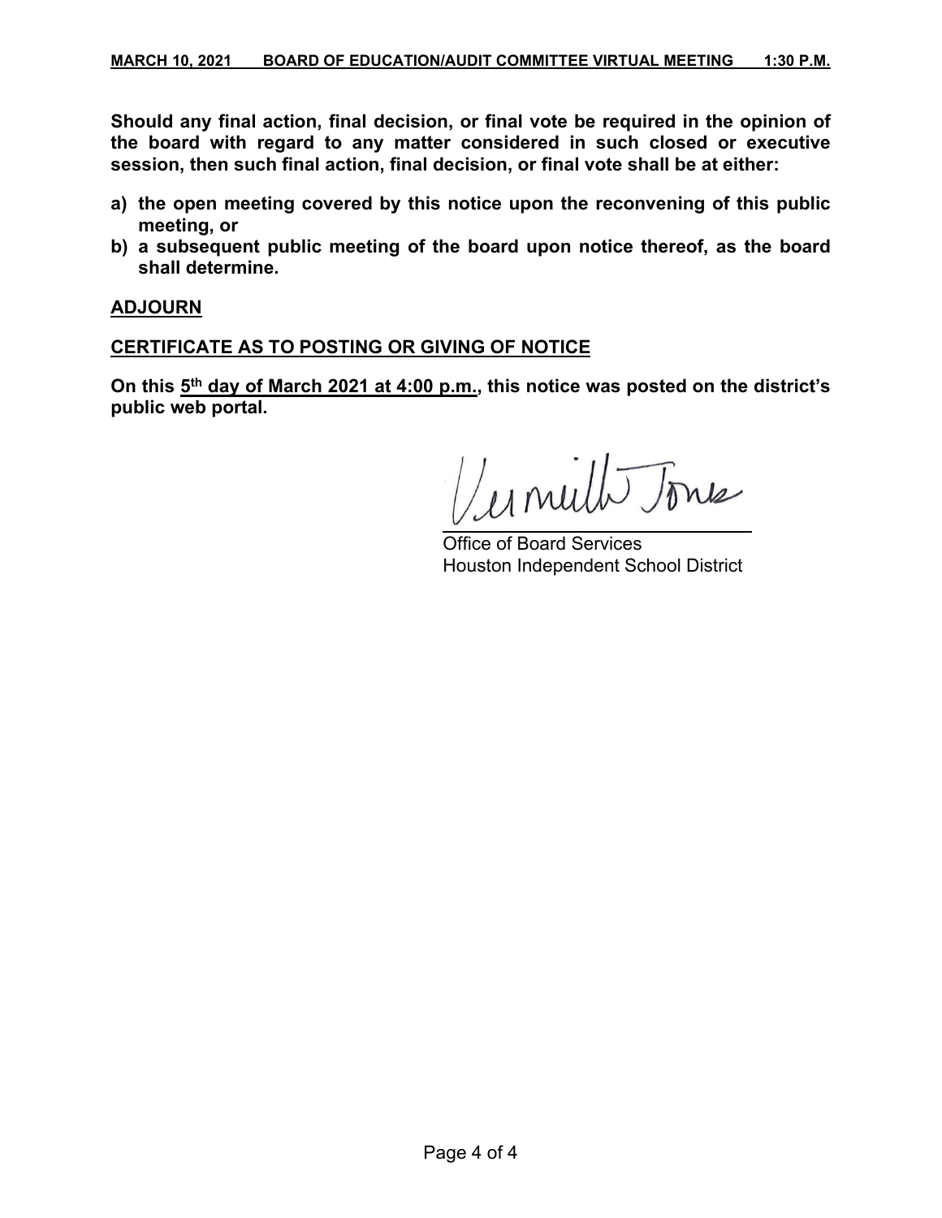**Should any final action, final decision, or final vote be required in the opinion of the board with regard to any matter considered in such closed or executive session, then such final action, final decision, or final vote shall be at either:**

- **a) the open meeting covered by this notice upon the reconvening of this public meeting, or**
- **b) a subsequent public meeting of the board upon notice thereof, as the board shall determine.**

**ADJOURN**

**CERTIFICATE AS TO POSTING OR GIVING OF NOTICE**

**On this 5th day of March 2021 at 4:00 p.m., this notice was posted on the district's public web portal.**

Vermille Jones

Office of Board Services
Houston Independent School District